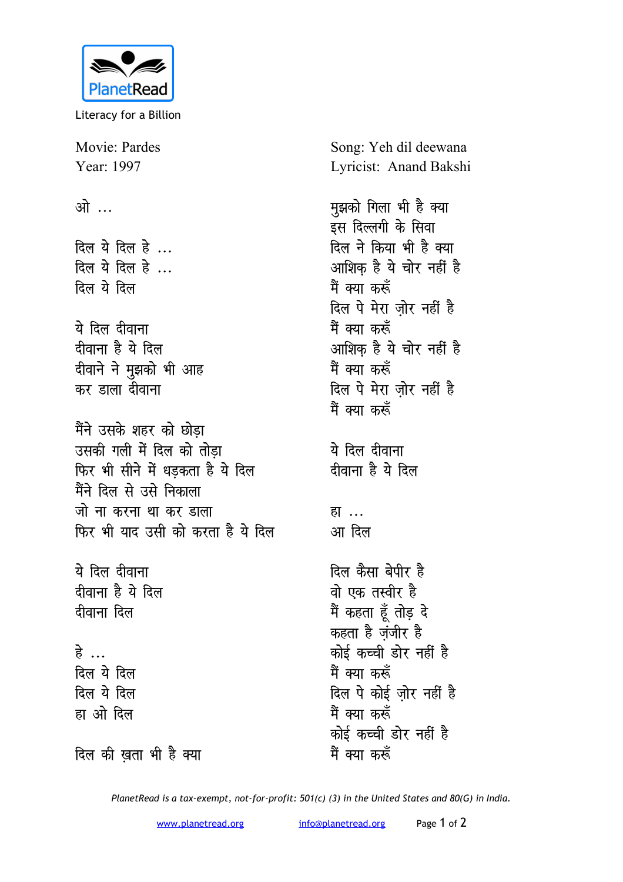PlanetRead

Literacy for a Billion

Movie: Pardes
Year: 1997

Song: Yeh dil deewana
Lyricist: Anand Bakshi

ओ ...

दिल ये दिल हे ...
दिल ये दिल हे ...
दिल ये दिल

ये दिल दीवाना
दीवाना है ये दिल
दीवाने ने मुझको भी आह
कर डाला दीवाना

मैंने उसके शहर को छोड़ा
उसकी गली में दिल को तोड़ा
फिर भी सीने में धड़कता है ये दिल
मैंने दिल से उसे निकाला
जो ना करना था कर डाला
फिर भी याद उसी को करता है ये दिल

ये दिल दीवाना
दीवाना है ये दिल
दीवाना दिल

हे ...
दिल ये दिल
दिल ये दिल
हा ओ दिल

दिल की ख़ता भी है क्या
मुझको गिला भी है क्या
इस दिल्लगी के सिवा
दिल ने किया भी है क्या
आशिक़ है ये चोर नहीं है
मैं क्या करूँ
दिल पे मेरा ज़ोर नहीं है
मैं क्या करूँ
आशिक़ है ये चोर नहीं है
मैं क्या करूँ
दिल पे मेरा ज़ोर नहीं है
मैं क्या करूँ

ये दिल दीवाना
दीवाना है ये दिल

हा ...
आ दिल

दिल कैसा बेपीर है
वो एक तस्वीर है
मैं कहता हूँ तोड़ दे
कहता है ज़ंजीर है
कोई कच्ची डोर नहीं है
मैं क्या करूँ
दिल पे कोई ज़ोर नहीं है
मैं क्या करूँ
कोई कच्ची डोर नहीं है
मैं क्या करूँ

*PlanetRead is a tax-exempt, not-for-profit: 501(c) (3) in the United States and 80(G) in India.*

www.planetread.org info@planetread.org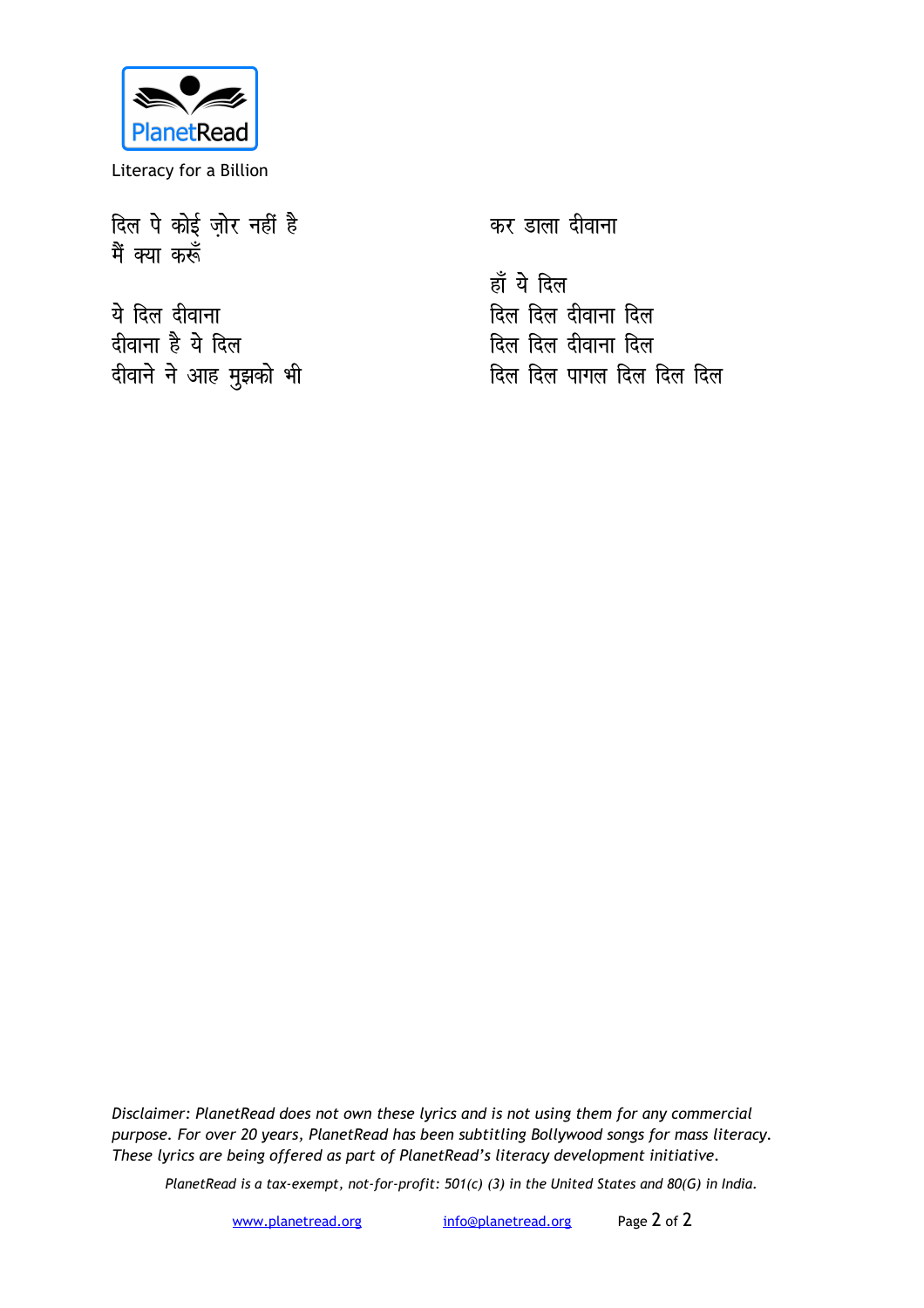Literacy for a Billion

दिल पे कोई ज़ोर नहीं है
मैं क्या करूँ

ये दिल दीवाना
दीवाना है ये दिल
दीवाने ने आह मुझको भी
कर डाला दीवाना

हाँ ये दिल
दिल दिल दीवाना दिल
दिल दिल दीवाना दिल
दिल दिल पागल दिल दिल दिल

*Disclaimer: PlanetRead does not own these lyrics and is not using them for any commercial purpose. For over 20 years, PlanetRead has been subtitling Bollywood songs for mass literacy. These lyrics are being offered as part of PlanetRead's literacy development initiative.*

*PlanetRead is a tax-exempt, not-for-profit: 501(c) (3) in the United States and 80(G) in India.*

www.planetread.org    info@planetread.org